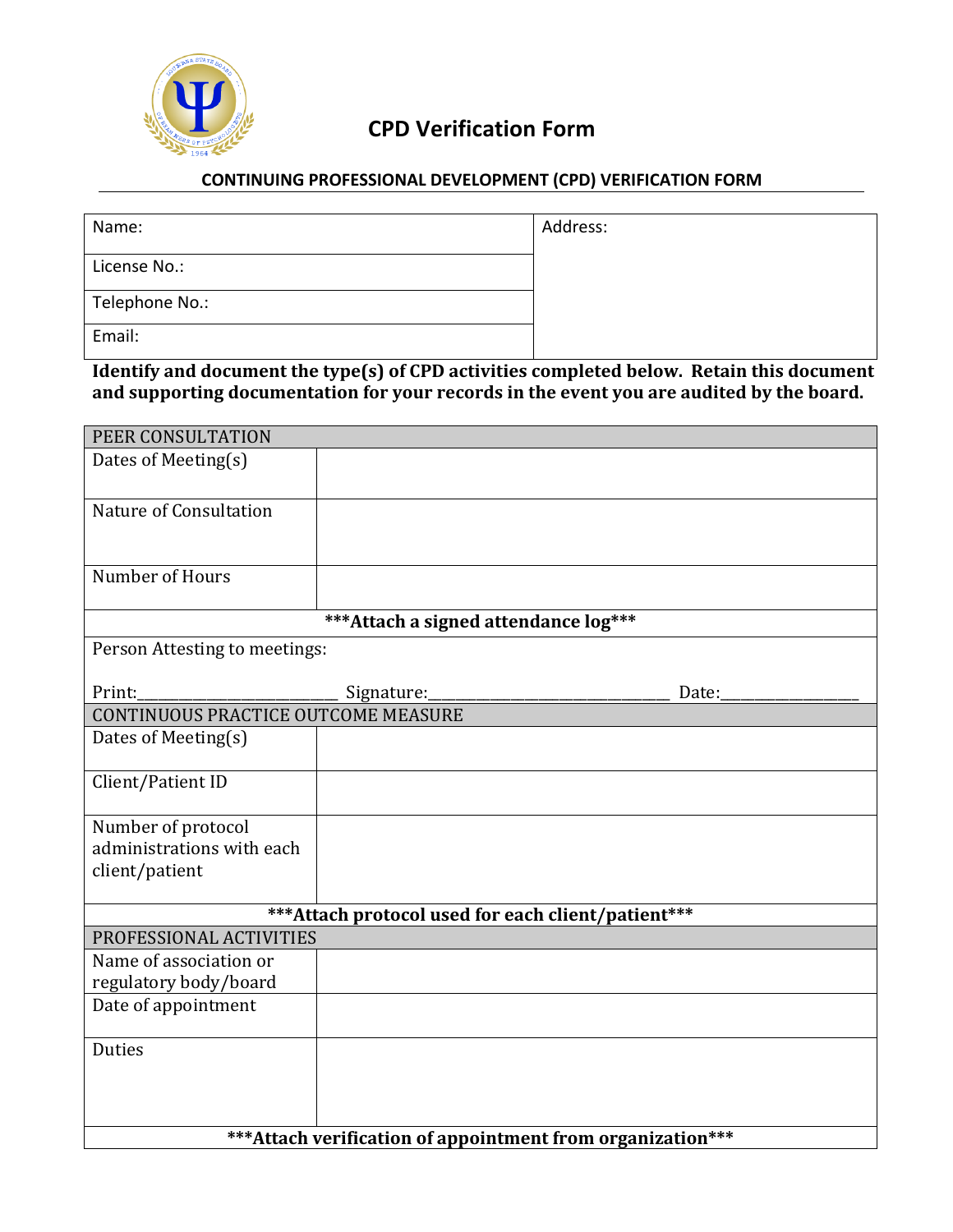# CPD Verification Form

**CONTINUING PROFESSIONAL DEVELOPMENT (CPD) VERIFICATION FORM**

| Name: | Address: |
|---|---|
| License No.: | |
| Telephone No.: | |
| Email: | |

**Identify and document the type(s) of CPD activities completed below. Retain this document and supporting documentation for your records in the event you are audited by the board.**

| PEER CONSULTATION | |
|---|---|
| Dates of Meeting(s) | |
| Nature of Consultation | |
| Number of Hours | |
| ***Attach a signed attendance log*** | |
| Person Attesting to meetings:<br><br>Print:______________________ Signature:___________________________ Date:_______________ | |

| CONTINUOUS PRACTICE OUTCOME MEASURE | |
|---|---|
| Dates of Meeting(s) | |
| Client/Patient ID | |
| Number of protocol administrations with each client/patient | |
| ***Attach protocol used for each client/patient*** | |

| PROFESSIONAL ACTIVITIES | |
|---|---|
| Name of association or regulatory body/board | |
| Date of appointment | |
| Duties | |
| ***Attach verification of appointment from organization*** | |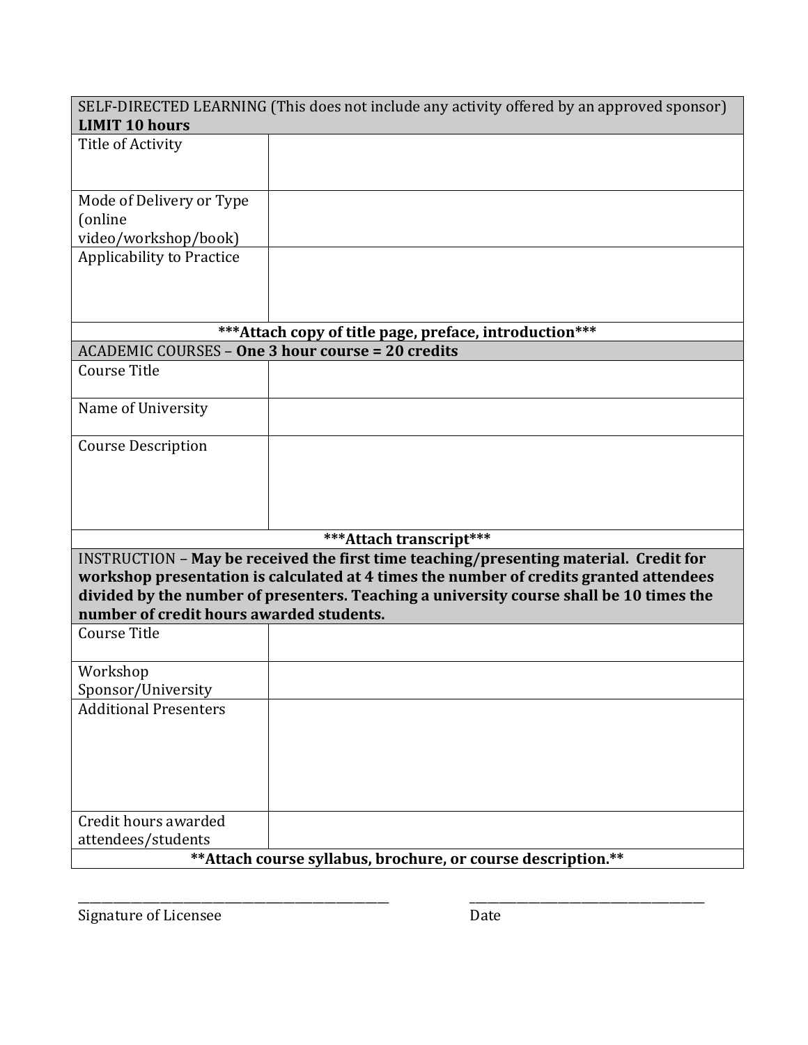| SELF-DIRECTED LEARNING (This does not include any activity offered by an approved sponsor) **LIMIT 10 hours** | |
|---|---|
| Title of Activity | |
| Mode of Delivery or Type (online video/workshop/book) | |
| Applicability to Practice | |
| **\*\*\*Attach copy of title page, preface, introduction\*\*\*** | |

| ACADEMIC COURSES – **One 3 hour course = 20 credits** | |
|---|---|
| Course Title | |
| Name of University | |
| Course Description | |
| **\*\*\*Attach transcript\*\*\*** | |

| INSTRUCTION – **May be received the first time teaching/presenting material. Credit for workshop presentation is calculated at 4 times the number of credits granted attendees divided by the number of presenters. Teaching a university course shall be 10 times the number of credit hours awarded students.** | |
|---|---|
| Course Title | |
| Workshop Sponsor/University | |
| Additional Presenters | |
| Credit hours awarded attendees/students | |
| **\*\*Attach course syllabus, brochure, or course description.\*\*** | |

\_\_\_\_\_\_\_\_\_\_\_\_\_\_\_\_\_\_\_\_\_\_\_\_\_\_\_\_\_\_\_\_\_\_\_\_\_\_\_\_
Signature of Licensee

\_\_\_\_\_\_\_\_\_\_\_\_\_\_\_\_\_\_\_\_\_\_\_\_\_\_\_\_\_\_\_\_
Date